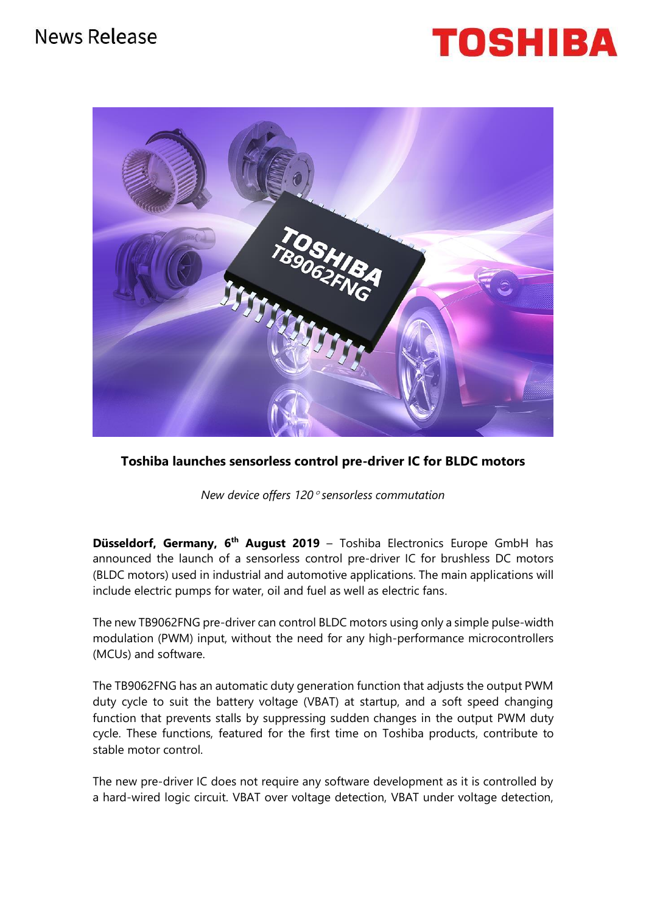News Release

# Toshiba launches sensorless control pre-driver IC for BLDC motors

*New device offers 120° sensorless commutation*

**Düsseldorf, Germany, 6th August 2019** – Toshiba Electronics Europe GmbH has announced the launch of a sensorless control pre-driver IC for brushless DC motors (BLDC motors) used in industrial and automotive applications. The main applications will include electric pumps for water, oil and fuel as well as electric fans.

The new TB9062FNG pre-driver can control BLDC motors using only a simple pulse-width modulation (PWM) input, without the need for any high-performance microcontrollers (MCUs) and software.

The TB9062FNG has an automatic duty generation function that adjusts the output PWM duty cycle to suit the battery voltage (VBAT) at startup, and a soft speed changing function that prevents stalls by suppressing sudden changes in the output PWM duty cycle. These functions, featured for the first time on Toshiba products, contribute to stable motor control.

The new pre-driver IC does not require any software development as it is controlled by a hard-wired logic circuit. VBAT over voltage detection, VBAT under voltage detection,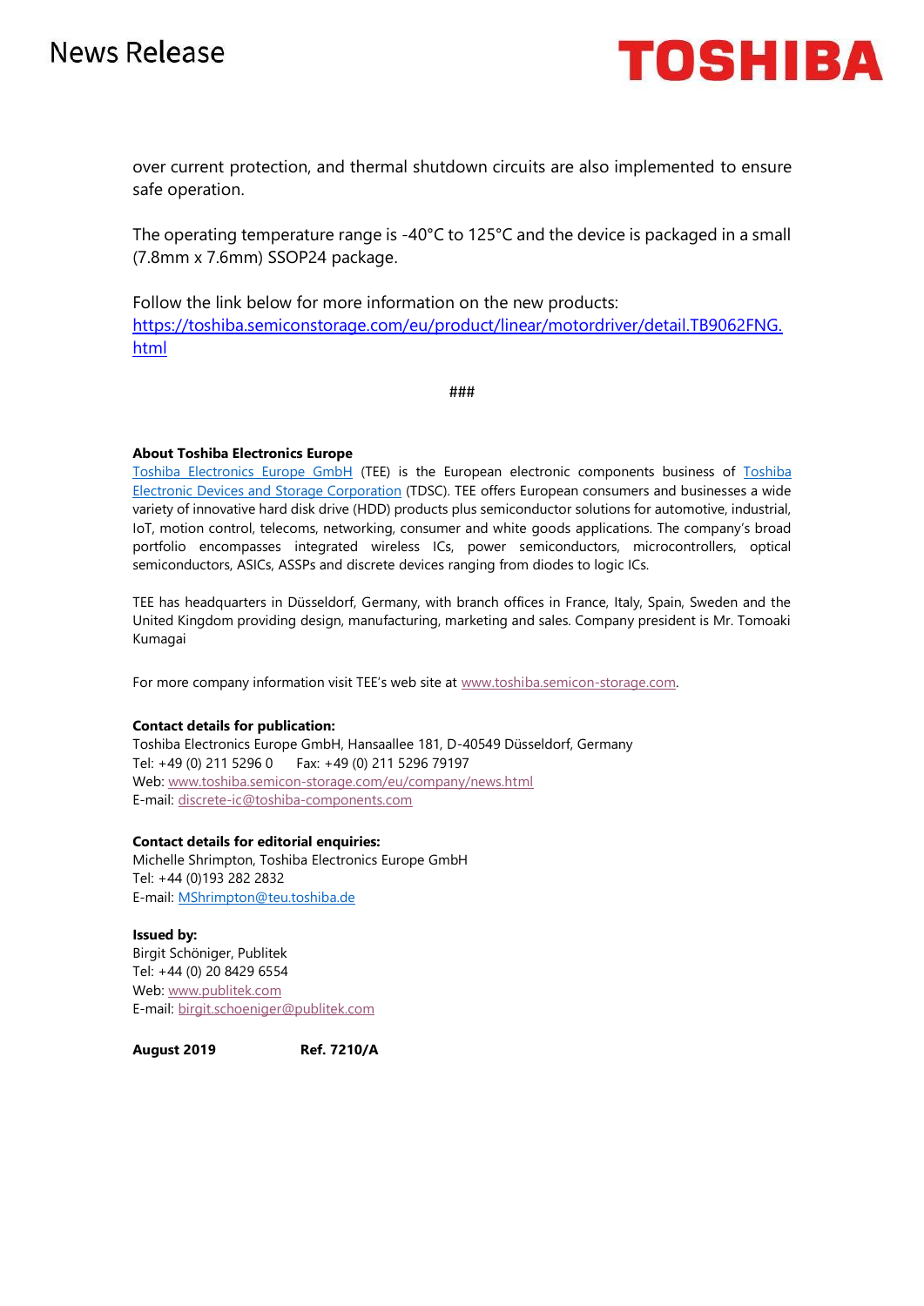over current protection, and thermal shutdown circuits are also implemented to ensure safe operation.

The operating temperature range is -40°C to 125°C and the device is packaged in a small (7.8mm x 7.6mm) SSOP24 package.

Follow the link below for more information on the new products:
[https://toshiba.semiconstorage.com/eu/product/linear/motordriver/detail.TB9062FNG.html](https://toshiba.semiconstorage.com/eu/product/linear/motordriver/detail.TB9062FNG.html)

###

**About Toshiba Electronics Europe**

Toshiba Electronics Europe GmbH (TEE) is the European electronic components business of Toshiba Electronic Devices and Storage Corporation (TDSC). TEE offers European consumers and businesses a wide variety of innovative hard disk drive (HDD) products plus semiconductor solutions for automotive, industrial, IoT, motion control, telecoms, networking, consumer and white goods applications. The company's broad portfolio encompasses integrated wireless ICs, power semiconductors, microcontrollers, optical semiconductors, ASICs, ASSPs and discrete devices ranging from diodes to logic ICs.

TEE has headquarters in Düsseldorf, Germany, with branch offices in France, Italy, Spain, Sweden and the United Kingdom providing design, manufacturing, marketing and sales. Company president is Mr. Tomoaki Kumagai

For more company information visit TEE's web site at www.toshiba.semicon-storage.com.

**Contact details for publication:**
Toshiba Electronics Europe GmbH, Hansaallee 181, D-40549 Düsseldorf, Germany
Tel: +49 (0) 211 5296 0 Fax: +49 (0) 211 5296 79197
Web: www.toshiba.semicon-storage.com/eu/company/news.html
E-mail: discrete-ic@toshiba-components.com

**Contact details for editorial enquiries:**
Michelle Shrimpton, Toshiba Electronics Europe GmbH
Tel: +44 (0)193 282 2832
E-mail: MShrimpton@teu.toshiba.de

**Issued by:**
Birgit Schöniger, Publitek
Tel: +44 (0) 20 8429 6554
Web: www.publitek.com
E-mail: birgit.schoeniger@publitek.com

**August 2019** **Ref. 7210/A**